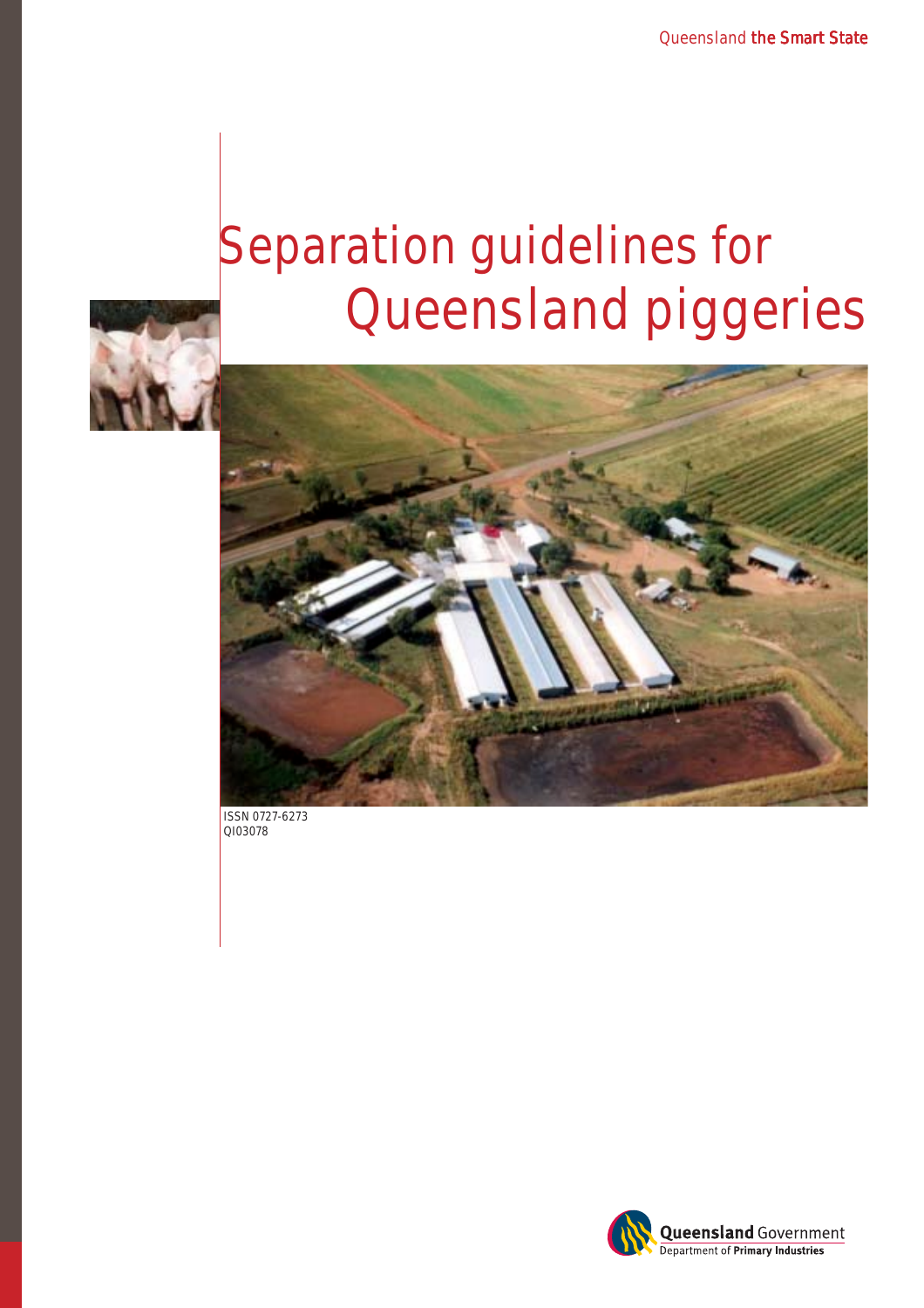Queensland the Smart State

# Separation guidelines for Queensland piggeries

ISSN 0727-6273
QI03078

Queensland Government
Department of Primary Industries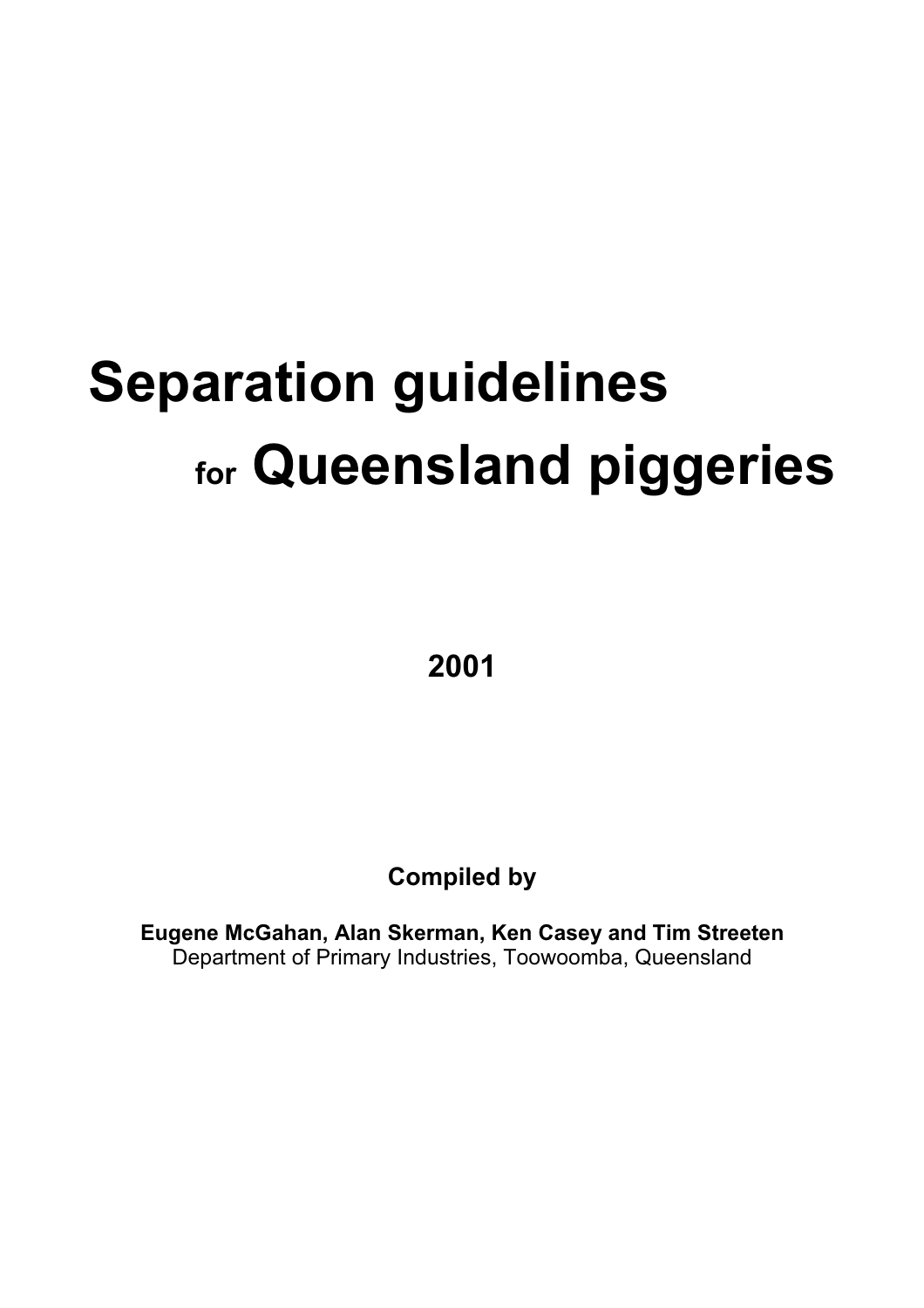# Separation guidelines for Queensland piggeries

**2001**

**Compiled by**

**Eugene McGahan, Alan Skerman, Ken Casey and Tim Streeten**
Department of Primary Industries, Toowoomba, Queensland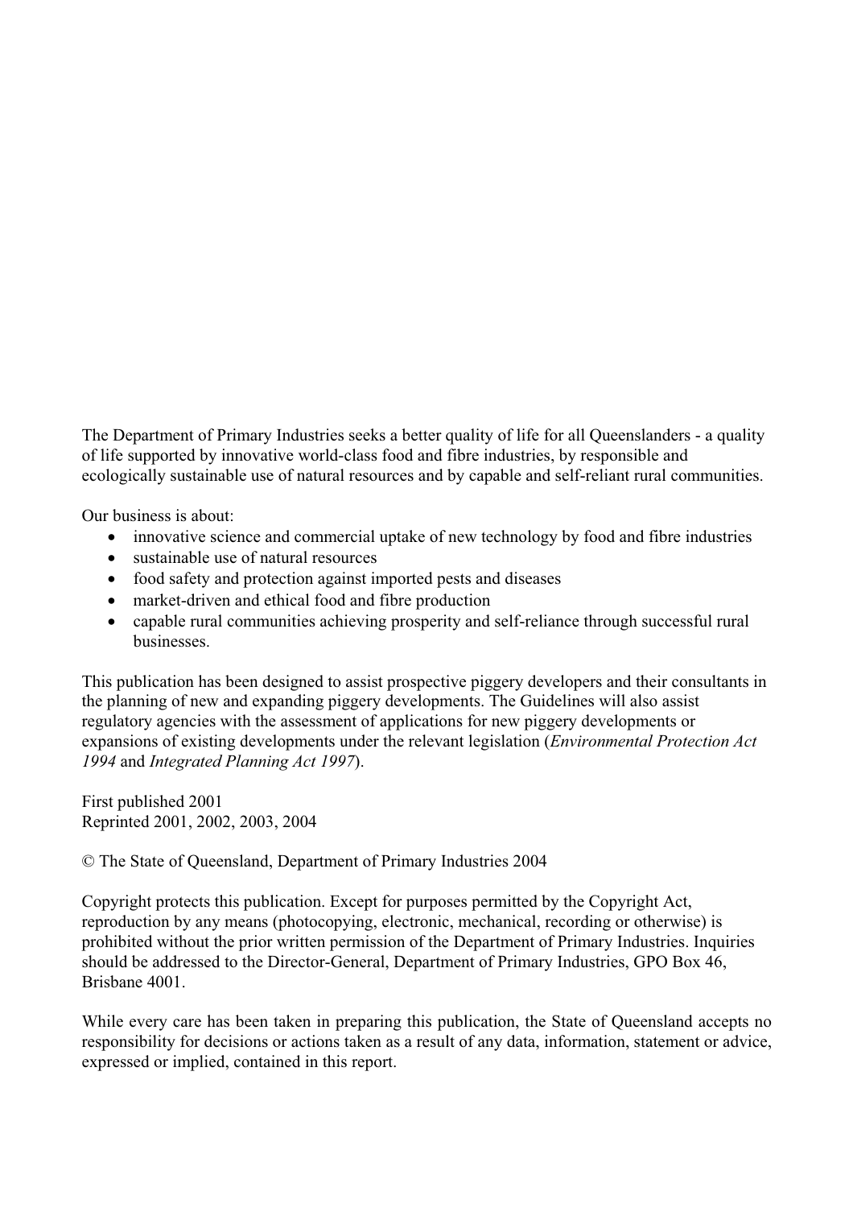The Department of Primary Industries seeks a better quality of life for all Queenslanders - a quality of life supported by innovative world-class food and fibre industries, by responsible and ecologically sustainable use of natural resources and by capable and self-reliant rural communities.

Our business is about:

- innovative science and commercial uptake of new technology by food and fibre industries
- sustainable use of natural resources
- food safety and protection against imported pests and diseases
- market-driven and ethical food and fibre production
- capable rural communities achieving prosperity and self-reliance through successful rural businesses.

This publication has been designed to assist prospective piggery developers and their consultants in the planning of new and expanding piggery developments. The Guidelines will also assist regulatory agencies with the assessment of applications for new piggery developments or expansions of existing developments under the relevant legislation (*Environmental Protection Act 1994* and *Integrated Planning Act 1997*).

First published 2001
Reprinted 2001, 2002, 2003, 2004

© The State of Queensland, Department of Primary Industries 2004

Copyright protects this publication. Except for purposes permitted by the Copyright Act, reproduction by any means (photocopying, electronic, mechanical, recording or otherwise) is prohibited without the prior written permission of the Department of Primary Industries. Inquiries should be addressed to the Director-General, Department of Primary Industries, GPO Box 46, Brisbane 4001.

While every care has been taken in preparing this publication, the State of Queensland accepts no responsibility for decisions or actions taken as a result of any data, information, statement or advice, expressed or implied, contained in this report.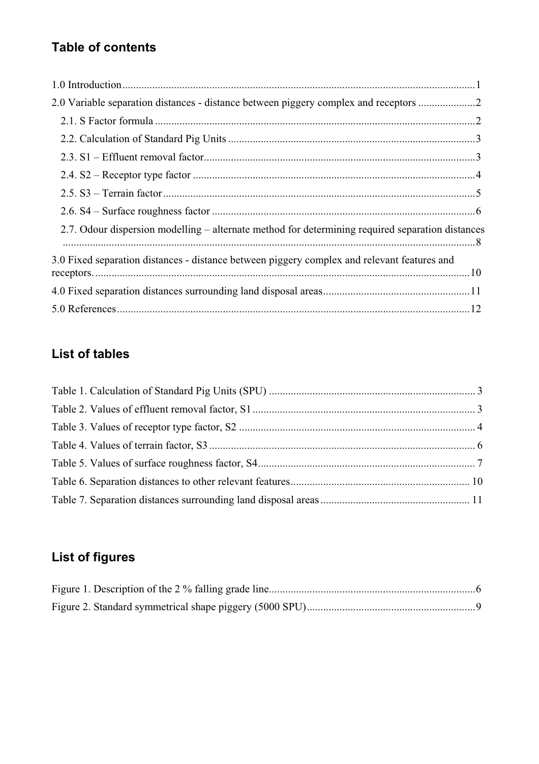## Table of contents

1.0 Introduction .......... 1

2.0 Variable separation distances - distance between piggery complex and receptors .......... 2

- 2.1. S Factor formula .......... 2
- 2.2. Calculation of Standard Pig Units .......... 3
- 2.3. S1 – Effluent removal factor .......... 3
- 2.4. S2 – Receptor type factor .......... 4
- 2.5. S3 – Terrain factor .......... 5
- 2.6. S4 – Surface roughness factor .......... 6
- 2.7. Odour dispersion modelling – alternate method for determining required separation distances .......... 8

3.0 Fixed separation distances - distance between piggery complex and relevant features and receptors. .......... 10

4.0 Fixed separation distances surrounding land disposal areas .......... 11

5.0 References .......... 12

## List of tables

Table 1. Calculation of Standard Pig Units (SPU) .......... 3

Table 2. Values of effluent removal factor, S1 .......... 3

Table 3. Values of receptor type factor, S2 .......... 4

Table 4. Values of terrain factor, S3 .......... 6

Table 5. Values of surface roughness factor, S4 .......... 7

Table 6. Separation distances to other relevant features .......... 10

Table 7. Separation distances surrounding land disposal areas .......... 11

## List of figures

Figure 1. Description of the 2 % falling grade line .......... 6

Figure 2. Standard symmetrical shape piggery (5000 SPU) .......... 9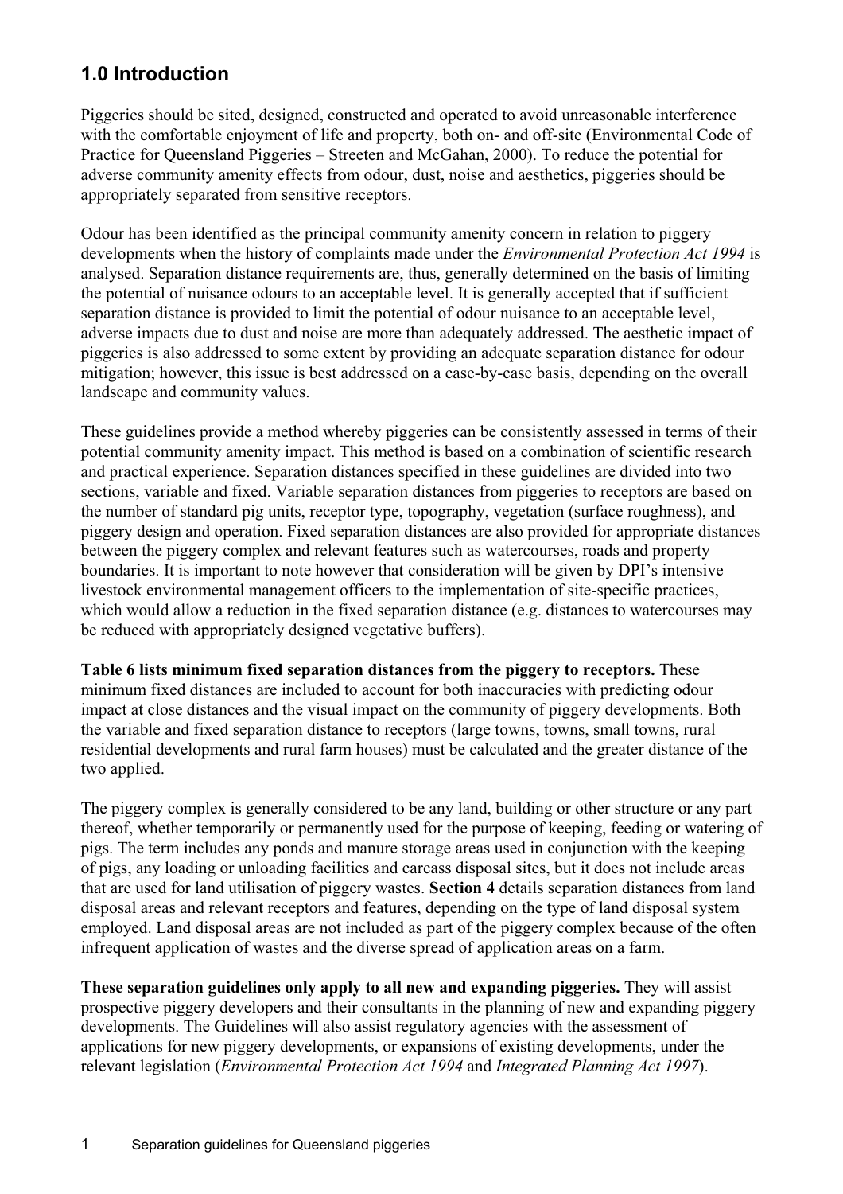## 1.0 Introduction

Piggeries should be sited, designed, constructed and operated to avoid unreasonable interference with the comfortable enjoyment of life and property, both on- and off-site (Environmental Code of Practice for Queensland Piggeries – Streeten and McGahan, 2000). To reduce the potential for adverse community amenity effects from odour, dust, noise and aesthetics, piggeries should be appropriately separated from sensitive receptors.

Odour has been identified as the principal community amenity concern in relation to piggery developments when the history of complaints made under the *Environmental Protection Act 1994* is analysed. Separation distance requirements are, thus, generally determined on the basis of limiting the potential of nuisance odours to an acceptable level. It is generally accepted that if sufficient separation distance is provided to limit the potential of odour nuisance to an acceptable level, adverse impacts due to dust and noise are more than adequately addressed. The aesthetic impact of piggeries is also addressed to some extent by providing an adequate separation distance for odour mitigation; however, this issue is best addressed on a case-by-case basis, depending on the overall landscape and community values.

These guidelines provide a method whereby piggeries can be consistently assessed in terms of their potential community amenity impact. This method is based on a combination of scientific research and practical experience. Separation distances specified in these guidelines are divided into two sections, variable and fixed. Variable separation distances from piggeries to receptors are based on the number of standard pig units, receptor type, topography, vegetation (surface roughness), and piggery design and operation. Fixed separation distances are also provided for appropriate distances between the piggery complex and relevant features such as watercourses, roads and property boundaries. It is important to note however that consideration will be given by DPI's intensive livestock environmental management officers to the implementation of site-specific practices, which would allow a reduction in the fixed separation distance (e.g. distances to watercourses may be reduced with appropriately designed vegetative buffers).

**Table 6 lists minimum fixed separation distances from the piggery to receptors.** These minimum fixed distances are included to account for both inaccuracies with predicting odour impact at close distances and the visual impact on the community of piggery developments. Both the variable and fixed separation distance to receptors (large towns, towns, small towns, rural residential developments and rural farm houses) must be calculated and the greater distance of the two applied.

The piggery complex is generally considered to be any land, building or other structure or any part thereof, whether temporarily or permanently used for the purpose of keeping, feeding or watering of pigs. The term includes any ponds and manure storage areas used in conjunction with the keeping of pigs, any loading or unloading facilities and carcass disposal sites, but it does not include areas that are used for land utilisation of piggery wastes. **Section 4** details separation distances from land disposal areas and relevant receptors and features, depending on the type of land disposal system employed. Land disposal areas are not included as part of the piggery complex because of the often infrequent application of wastes and the diverse spread of application areas on a farm.

**These separation guidelines only apply to all new and expanding piggeries.** They will assist prospective piggery developers and their consultants in the planning of new and expanding piggery developments. The Guidelines will also assist regulatory agencies with the assessment of applications for new piggery developments, or expansions of existing developments, under the relevant legislation (*Environmental Protection Act 1994* and *Integrated Planning Act 1997*).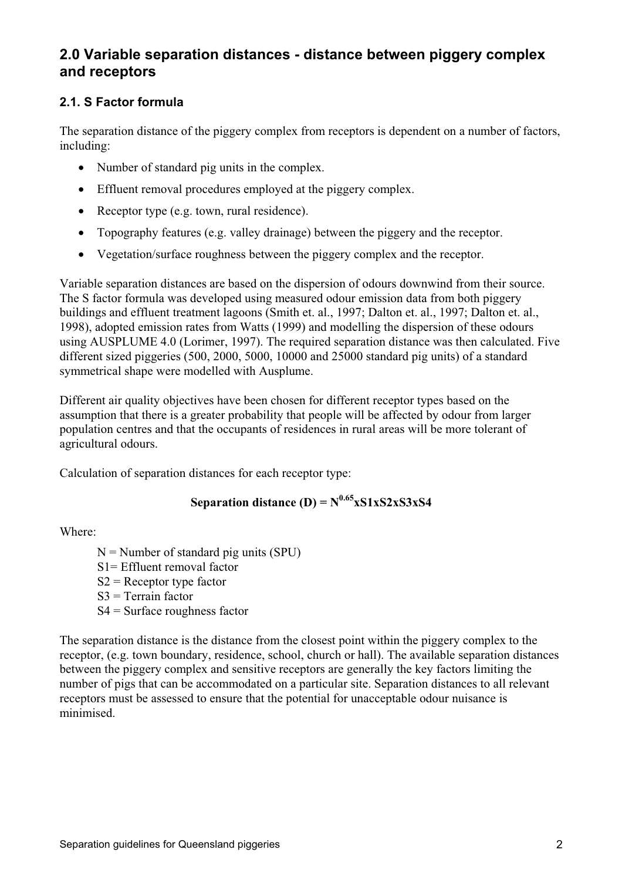## 2.0 Variable separation distances - distance between piggery complex and receptors

### 2.1. S Factor formula

The separation distance of the piggery complex from receptors is dependent on a number of factors, including:

- Number of standard pig units in the complex.
- Effluent removal procedures employed at the piggery complex.
- Receptor type (e.g. town, rural residence).
- Topography features (e.g. valley drainage) between the piggery and the receptor.
- Vegetation/surface roughness between the piggery complex and the receptor.

Variable separation distances are based on the dispersion of odours downwind from their source. The S factor formula was developed using measured odour emission data from both piggery buildings and effluent treatment lagoons (Smith et. al., 1997; Dalton et. al., 1997; Dalton et. al., 1998), adopted emission rates from Watts (1999) and modelling the dispersion of these odours using AUSPLUME 4.0 (Lorimer, 1997). The required separation distance was then calculated. Five different sized piggeries (500, 2000, 5000, 10000 and 25000 standard pig units) of a standard symmetrical shape were modelled with Ausplume.

Different air quality objectives have been chosen for different receptor types based on the assumption that there is a greater probability that people will be affected by odour from larger population centres and that the occupants of residences in rural areas will be more tolerant of agricultural odours.

Calculation of separation distances for each receptor type:

$$\textbf{Separation distance (D)} = N^{0.65} \times S1 \times S2 \times S3 \times S4$$

Where:

N = Number of standard pig units (SPU)
S1= Effluent removal factor
S2 = Receptor type factor
S3 = Terrain factor
S4 = Surface roughness factor

The separation distance is the distance from the closest point within the piggery complex to the receptor, (e.g. town boundary, residence, school, church or hall). The available separation distances between the piggery complex and sensitive receptors are generally the key factors limiting the number of pigs that can be accommodated on a particular site. Separation distances to all relevant receptors must be assessed to ensure that the potential for unacceptable odour nuisance is minimised.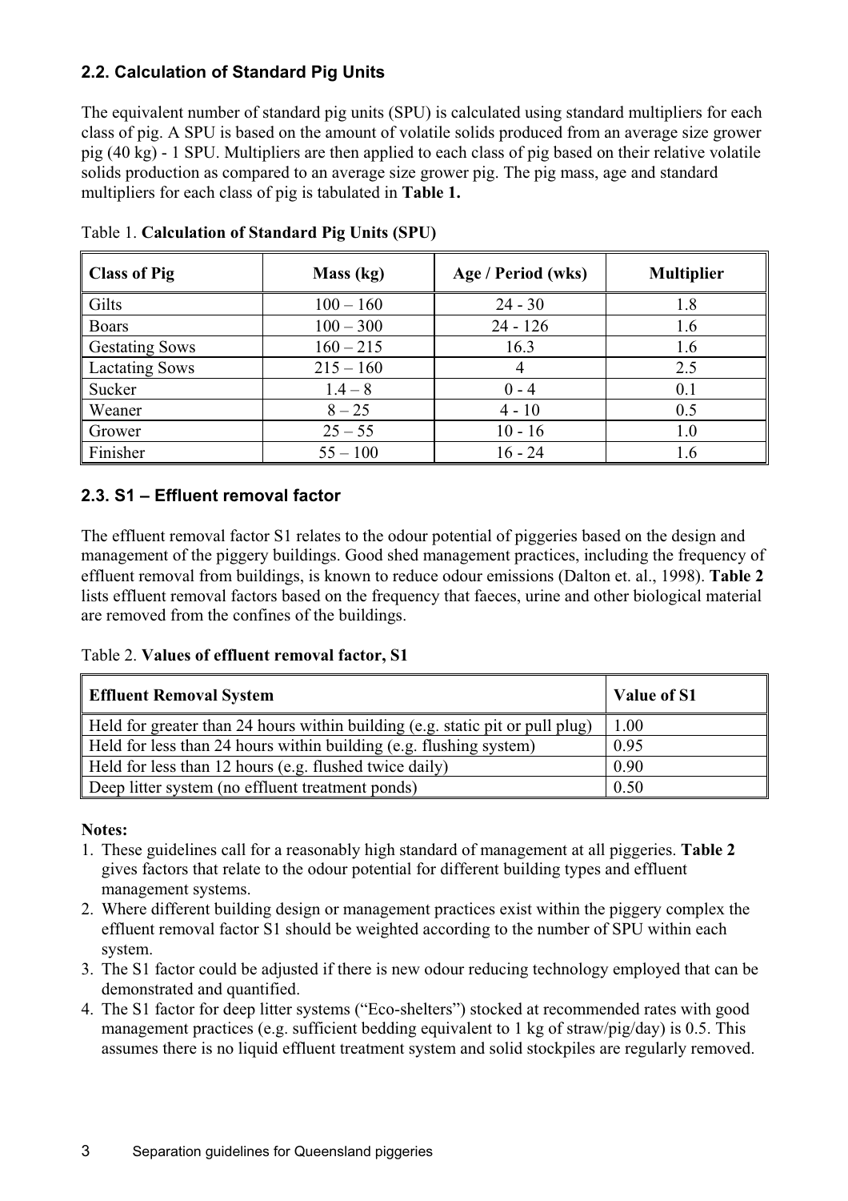### 2.2. Calculation of Standard Pig Units

The equivalent number of standard pig units (SPU) is calculated using standard multipliers for each class of pig. A SPU is based on the amount of volatile solids produced from an average size grower pig (40 kg) - 1 SPU. Multipliers are then applied to each class of pig based on their relative volatile solids production as compared to an average size grower pig. The pig mass, age and standard multipliers for each class of pig is tabulated in **Table 1.**

Table 1. **Calculation of Standard Pig Units (SPU)**

| Class of Pig | Mass (kg) | Age / Period (wks) | Multiplier |
|---|---|---|---|
| Gilts | 100 – 160 | 24 - 30 | 1.8 |
| Boars | 100 – 300 | 24 - 126 | 1.6 |
| Gestating Sows | 160 – 215 | 16.3 | 1.6 |
| Lactating Sows | 215 – 160 | 4 | 2.5 |
| Sucker | 1.4 – 8 | 0 - 4 | 0.1 |
| Weaner | 8 – 25 | 4 - 10 | 0.5 |
| Grower | 25 – 55 | 10 - 16 | 1.0 |
| Finisher | 55 – 100 | 16 - 24 | 1.6 |

### 2.3. S1 – Effluent removal factor

The effluent removal factor S1 relates to the odour potential of piggeries based on the design and management of the piggery buildings. Good shed management practices, including the frequency of effluent removal from buildings, is known to reduce odour emissions (Dalton et. al., 1998). **Table 2** lists effluent removal factors based on the frequency that faeces, urine and other biological material are removed from the confines of the buildings.

Table 2. **Values of effluent removal factor, S1**

| Effluent Removal System | Value of S1 |
|---|---|
| Held for greater than 24 hours within building (e.g. static pit or pull plug) | 1.00 |
| Held for less than 24 hours within building (e.g. flushing system) | 0.95 |
| Held for less than 12 hours (e.g. flushed twice daily) | 0.90 |
| Deep litter system (no effluent treatment ponds) | 0.50 |

**Notes:**

1. These guidelines call for a reasonably high standard of management at all piggeries. **Table 2** gives factors that relate to the odour potential for different building types and effluent management systems.
2. Where different building design or management practices exist within the piggery complex the effluent removal factor S1 should be weighted according to the number of SPU within each system.
3. The S1 factor could be adjusted if there is new odour reducing technology employed that can be demonstrated and quantified.
4. The S1 factor for deep litter systems ("Eco-shelters") stocked at recommended rates with good management practices (e.g. sufficient bedding equivalent to 1 kg of straw/pig/day) is 0.5. This assumes there is no liquid effluent treatment system and solid stockpiles are regularly removed.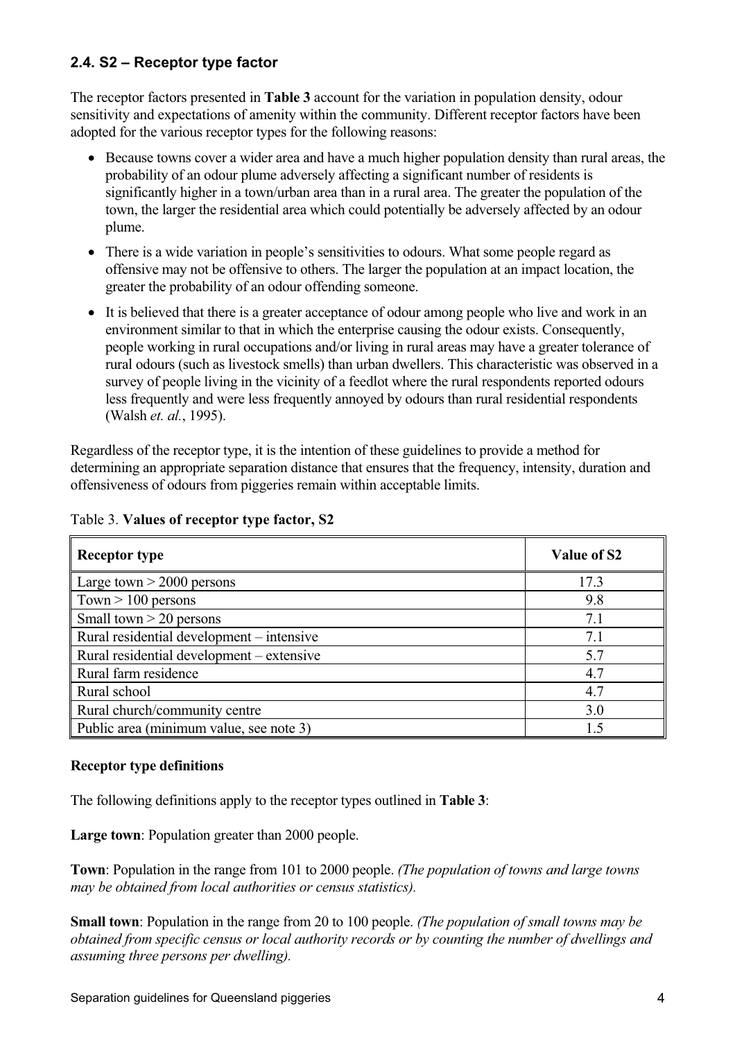## 2.4. S2 – Receptor type factor

The receptor factors presented in **Table 3** account for the variation in population density, odour sensitivity and expectations of amenity within the community. Different receptor factors have been adopted for the various receptor types for the following reasons:

- Because towns cover a wider area and have a much higher population density than rural areas, the probability of an odour plume adversely affecting a significant number of residents is significantly higher in a town/urban area than in a rural area. The greater the population of the town, the larger the residential area which could potentially be adversely affected by an odour plume.
- There is a wide variation in people's sensitivities to odours. What some people regard as offensive may not be offensive to others. The larger the population at an impact location, the greater the probability of an odour offending someone.
- It is believed that there is a greater acceptance of odour among people who live and work in an environment similar to that in which the enterprise causing the odour exists. Consequently, people working in rural occupations and/or living in rural areas may have a greater tolerance of rural odours (such as livestock smells) than urban dwellers. This characteristic was observed in a survey of people living in the vicinity of a feedlot where the rural respondents reported odours less frequently and were less frequently annoyed by odours than rural residential respondents (Walsh *et. al.*, 1995).

Regardless of the receptor type, it is the intention of these guidelines to provide a method for determining an appropriate separation distance that ensures that the frequency, intensity, duration and offensiveness of odours from piggeries remain within acceptable limits.

Table 3. **Values of receptor type factor, S2**

| **Receptor type** | **Value of S2** |
|---|---|
| Large town > 2000 persons | 17.3 |
| Town > 100 persons | 9.8 |
| Small town > 20 persons | 7.1 |
| Rural residential development – intensive | 7.1 |
| Rural residential development – extensive | 5.7 |
| Rural farm residence | 4.7 |
| Rural school | 4.7 |
| Rural church/community centre | 3.0 |
| Public area (minimum value, see note 3) | 1.5 |

**Receptor type definitions**

The following definitions apply to the receptor types outlined in **Table 3**:

**Large town**: Population greater than 2000 people.

**Town**: Population in the range from 101 to 2000 people. *(The population of towns and large towns may be obtained from local authorities or census statistics).*

**Small town**: Population in the range from 20 to 100 people. *(The population of small towns may be obtained from specific census or local authority records or by counting the number of dwellings and assuming three persons per dwelling).*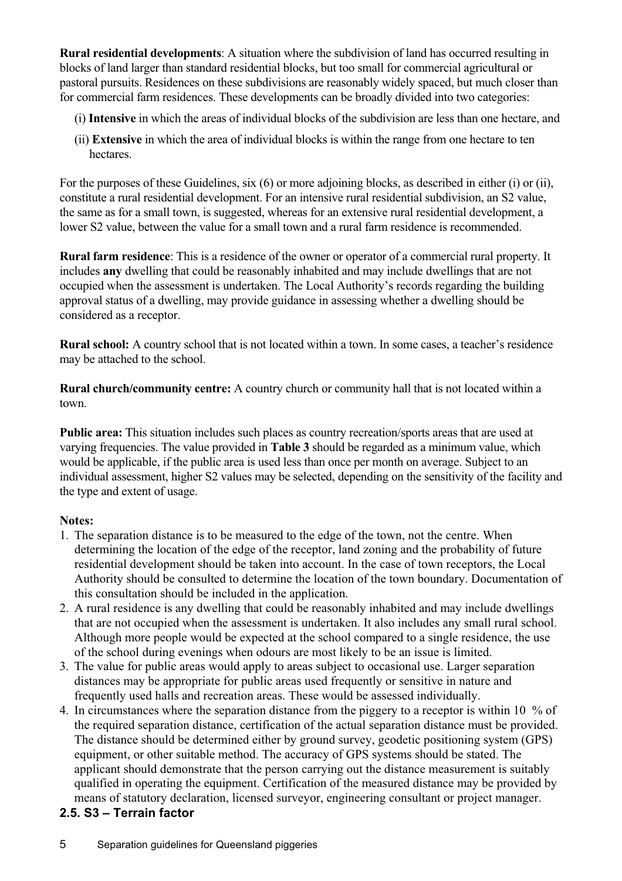**Rural residential developments**: A situation where the subdivision of land has occurred resulting in blocks of land larger than standard residential blocks, but too small for commercial agricultural or pastoral pursuits. Residences on these subdivisions are reasonably widely spaced, but much closer than for commercial farm residences. These developments can be broadly divided into two categories:

(i) **Intensive** in which the areas of individual blocks of the subdivision are less than one hectare, and

(ii) **Extensive** in which the area of individual blocks is within the range from one hectare to ten hectares.

For the purposes of these Guidelines, six (6) or more adjoining blocks, as described in either (i) or (ii), constitute a rural residential development. For an intensive rural residential subdivision, an S2 value, the same as for a small town, is suggested, whereas for an extensive rural residential development, a lower S2 value, between the value for a small town and a rural farm residence is recommended.

**Rural farm residence**: This is a residence of the owner or operator of a commercial rural property. It includes **any** dwelling that could be reasonably inhabited and may include dwellings that are not occupied when the assessment is undertaken. The Local Authority's records regarding the building approval status of a dwelling, may provide guidance in assessing whether a dwelling should be considered as a receptor.

**Rural school:** A country school that is not located within a town. In some cases, a teacher's residence may be attached to the school.

**Rural church/community centre:** A country church or community hall that is not located within a town.

**Public area:** This situation includes such places as country recreation/sports areas that are used at varying frequencies. The value provided in **Table 3** should be regarded as a minimum value, which would be applicable, if the public area is used less than once per month on average. Subject to an individual assessment, higher S2 values may be selected, depending on the sensitivity of the facility and the type and extent of usage.

**Notes:**

1. The separation distance is to be measured to the edge of the town, not the centre. When determining the location of the edge of the receptor, land zoning and the probability of future residential development should be taken into account. In the case of town receptors, the Local Authority should be consulted to determine the location of the town boundary. Documentation of this consultation should be included in the application.
2. A rural residence is any dwelling that could be reasonably inhabited and may include dwellings that are not occupied when the assessment is undertaken. It also includes any small rural school. Although more people would be expected at the school compared to a single residence, the use of the school during evenings when odours are most likely to be an issue is limited.
3. The value for public areas would apply to areas subject to occasional use. Larger separation distances may be appropriate for public areas used frequently or sensitive in nature and frequently used halls and recreation areas. These would be assessed individually.
4. In circumstances where the separation distance from the piggery to a receptor is within 10 % of the required separation distance, certification of the actual separation distance must be provided. The distance should be determined either by ground survey, geodetic positioning system (GPS) equipment, or other suitable method. The accuracy of GPS systems should be stated. The applicant should demonstrate that the person carrying out the distance measurement is suitably qualified in operating the equipment. Certification of the measured distance may be provided by means of statutory declaration, licensed surveyor, engineering consultant or project manager.

## 2.5. S3 – Terrain factor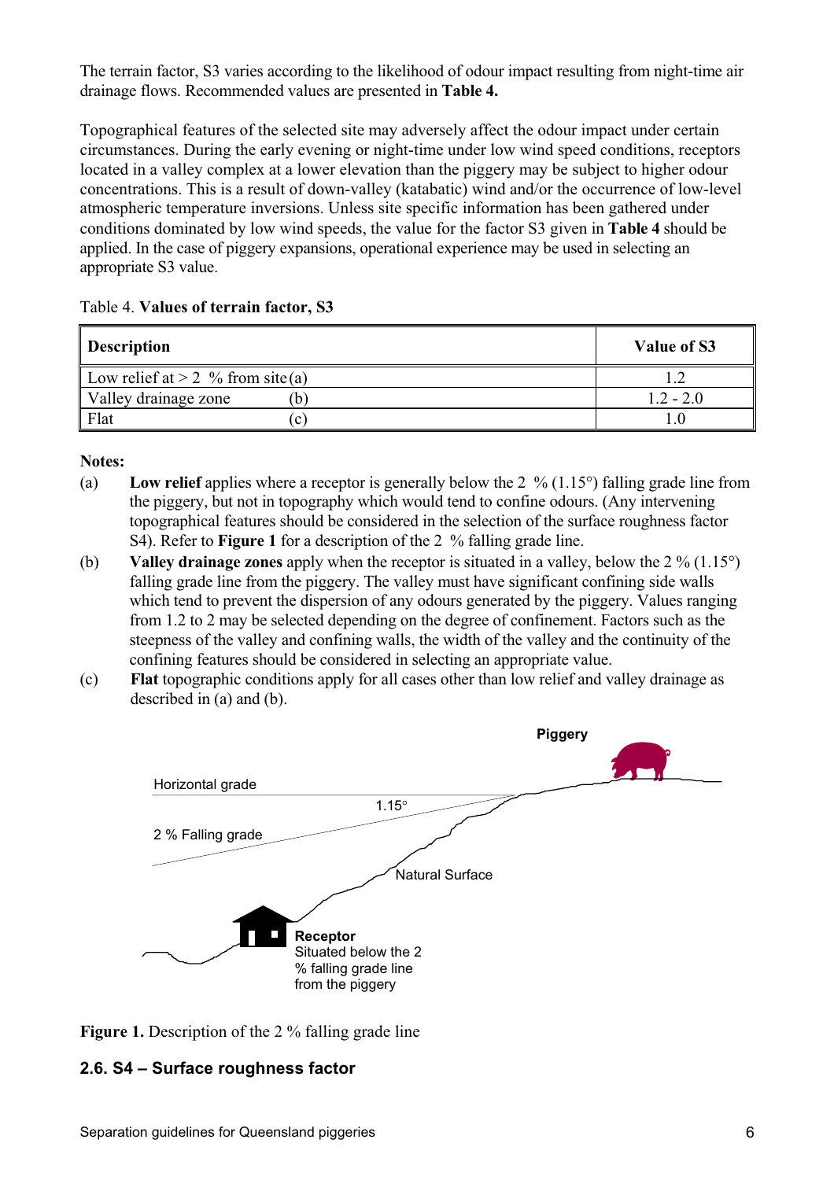The terrain factor, S3 varies according to the likelihood of odour impact resulting from night-time air drainage flows. Recommended values are presented in **Table 4.**

Topographical features of the selected site may adversely affect the odour impact under certain circumstances. During the early evening or night-time under low wind speed conditions, receptors located in a valley complex at a lower elevation than the piggery may be subject to higher odour concentrations. This is a result of down-valley (katabatic) wind and/or the occurrence of low-level atmospheric temperature inversions. Unless site specific information has been gathered under conditions dominated by low wind speeds, the value for the factor S3 given in **Table 4** should be applied. In the case of piggery expansions, operational experience may be used in selecting an appropriate S3 value.

Table 4. **Values of terrain factor, S3**

| **Description** | **Value of S3** |
|---|---|
| Low relief at > 2 % from site (a) | 1.2 |
| Valley drainage zone (b) | 1.2 - 2.0 |
| Flat (c) | 1.0 |

**Notes:**

(a) **Low relief** applies where a receptor is generally below the 2 % (1.15°) falling grade line from the piggery, but not in topography which would tend to confine odours. (Any intervening topographical features should be considered in the selection of the surface roughness factor S4). Refer to **Figure 1** for a description of the 2 % falling grade line.

(b) **Valley drainage zones** apply when the receptor is situated in a valley, below the 2 % (1.15°) falling grade line from the piggery. The valley must have significant confining side walls which tend to prevent the dispersion of any odours generated by the piggery. Values ranging from 1.2 to 2 may be selected depending on the degree of confinement. Factors such as the steepness of the valley and confining walls, the width of the valley and the continuity of the confining features should be considered in selecting an appropriate value.

(c) **Flat** topographic conditions apply for all cases other than low relief and valley drainage as described in (a) and (b).

**Figure 1.** Description of the 2 % falling grade line

## 2.6. S4 – Surface roughness factor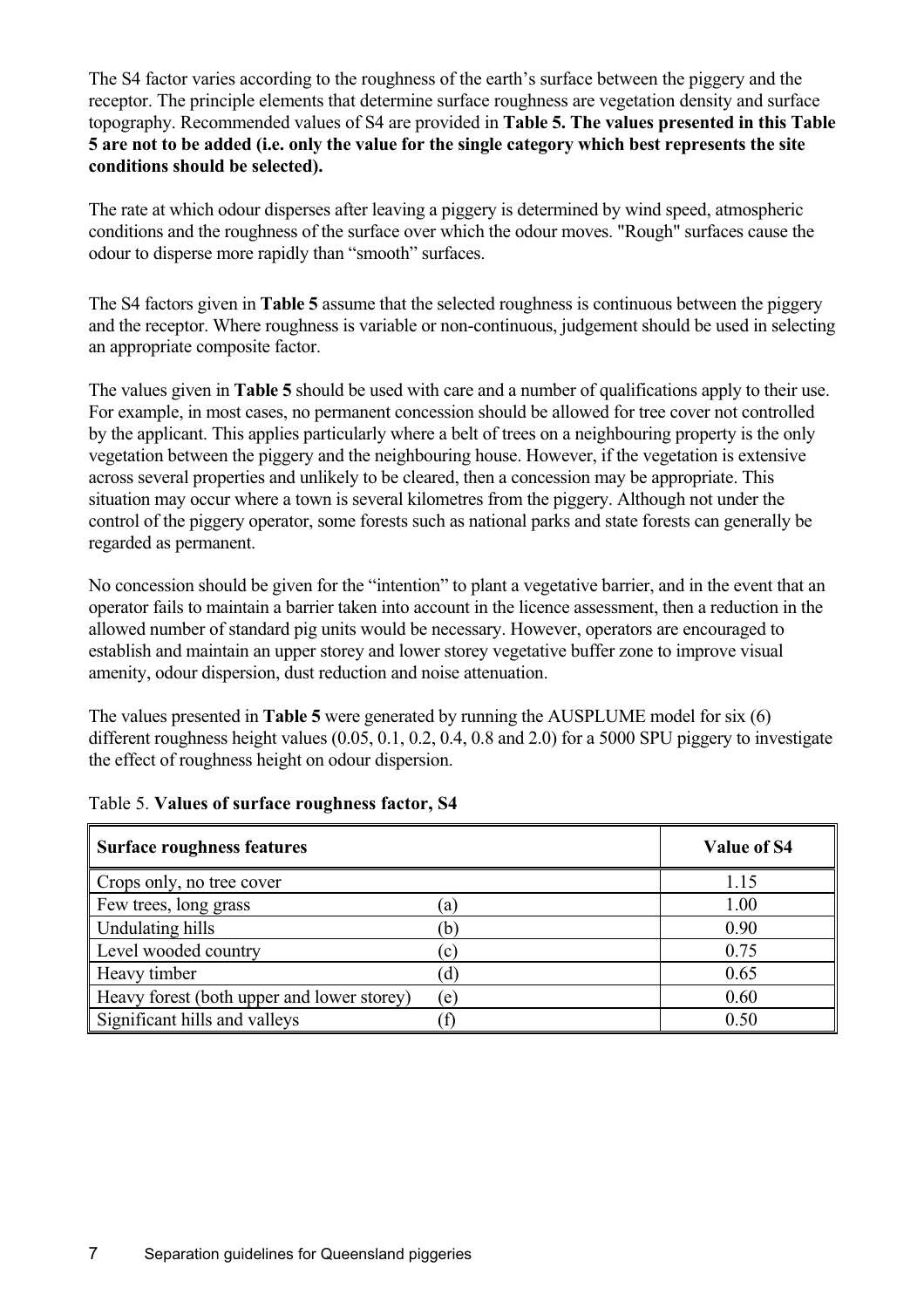The S4 factor varies according to the roughness of the earth's surface between the piggery and the receptor. The principle elements that determine surface roughness are vegetation density and surface topography. Recommended values of S4 are provided in **Table 5. The values presented in this Table 5 are not to be added (i.e. only the value for the single category which best represents the site conditions should be selected).**

The rate at which odour disperses after leaving a piggery is determined by wind speed, atmospheric conditions and the roughness of the surface over which the odour moves. "Rough" surfaces cause the odour to disperse more rapidly than "smooth" surfaces.

The S4 factors given in **Table 5** assume that the selected roughness is continuous between the piggery and the receptor. Where roughness is variable or non-continuous, judgement should be used in selecting an appropriate composite factor.

The values given in **Table 5** should be used with care and a number of qualifications apply to their use. For example, in most cases, no permanent concession should be allowed for tree cover not controlled by the applicant. This applies particularly where a belt of trees on a neighbouring property is the only vegetation between the piggery and the neighbouring house. However, if the vegetation is extensive across several properties and unlikely to be cleared, then a concession may be appropriate. This situation may occur where a town is several kilometres from the piggery. Although not under the control of the piggery operator, some forests such as national parks and state forests can generally be regarded as permanent.

No concession should be given for the "intention" to plant a vegetative barrier, and in the event that an operator fails to maintain a barrier taken into account in the licence assessment, then a reduction in the allowed number of standard pig units would be necessary. However, operators are encouraged to establish and maintain an upper storey and lower storey vegetative buffer zone to improve visual amenity, odour dispersion, dust reduction and noise attenuation.

The values presented in **Table 5** were generated by running the AUSPLUME model for six (6) different roughness height values (0.05, 0.1, 0.2, 0.4, 0.8 and 2.0) for a 5000 SPU piggery to investigate the effect of roughness height on odour dispersion.

Table 5. **Values of surface roughness factor, S4**

| **Surface roughness features** | | **Value of S4** |
|---|---|---|
| Crops only, no tree cover | | 1.15 |
| Few trees, long grass | (a) | 1.00 |
| Undulating hills | (b) | 0.90 |
| Level wooded country | (c) | 0.75 |
| Heavy timber | (d) | 0.65 |
| Heavy forest (both upper and lower storey) | (e) | 0.60 |
| Significant hills and valleys | (f) | 0.50 |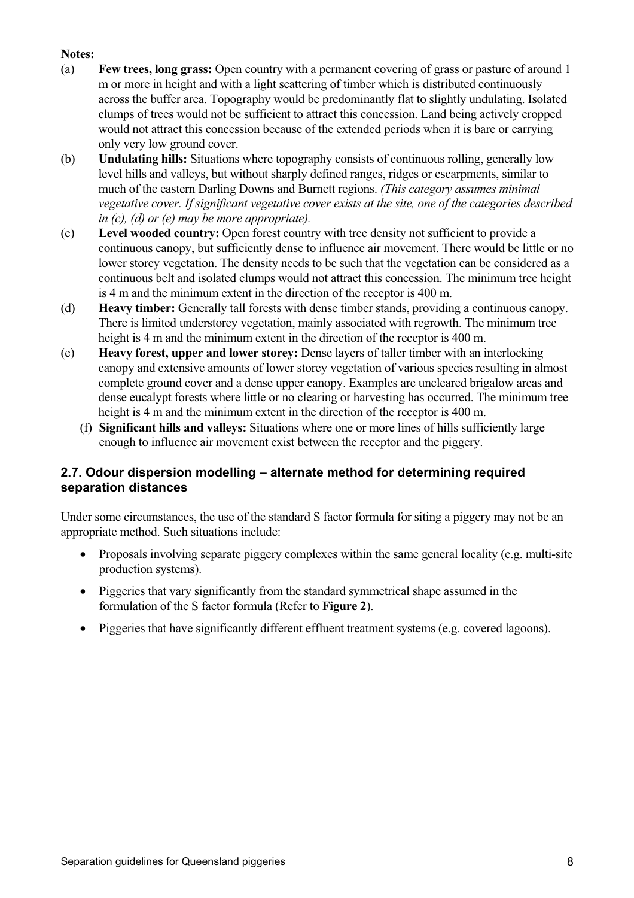**Notes:**

(a) **Few trees, long grass:** Open country with a permanent covering of grass or pasture of around 1 m or more in height and with a light scattering of timber which is distributed continuously across the buffer area. Topography would be predominantly flat to slightly undulating. Isolated clumps of trees would not be sufficient to attract this concession. Land being actively cropped would not attract this concession because of the extended periods when it is bare or carrying only very low ground cover.

(b) **Undulating hills:** Situations where topography consists of continuous rolling, generally low level hills and valleys, but without sharply defined ranges, ridges or escarpments, similar to much of the eastern Darling Downs and Burnett regions. *(This category assumes minimal vegetative cover. If significant vegetative cover exists at the site, one of the categories described in (c), (d) or (e) may be more appropriate).*

(c) **Level wooded country:** Open forest country with tree density not sufficient to provide a continuous canopy, but sufficiently dense to influence air movement. There would be little or no lower storey vegetation. The density needs to be such that the vegetation can be considered as a continuous belt and isolated clumps would not attract this concession. The minimum tree height is 4 m and the minimum extent in the direction of the receptor is 400 m.

(d) **Heavy timber:** Generally tall forests with dense timber stands, providing a continuous canopy. There is limited understorey vegetation, mainly associated with regrowth. The minimum tree height is 4 m and the minimum extent in the direction of the receptor is 400 m.

(e) **Heavy forest, upper and lower storey:** Dense layers of taller timber with an interlocking canopy and extensive amounts of lower storey vegetation of various species resulting in almost complete ground cover and a dense upper canopy. Examples are uncleared brigalow areas and dense eucalypt forests where little or no clearing or harvesting has occurred. The minimum tree height is 4 m and the minimum extent in the direction of the receptor is 400 m.

(f) **Significant hills and valleys:** Situations where one or more lines of hills sufficiently large enough to influence air movement exist between the receptor and the piggery.

## 2.7. Odour dispersion modelling – alternate method for determining required separation distances

Under some circumstances, the use of the standard S factor formula for siting a piggery may not be an appropriate method. Such situations include:

- Proposals involving separate piggery complexes within the same general locality (e.g. multi-site production systems).
- Piggeries that vary significantly from the standard symmetrical shape assumed in the formulation of the S factor formula (Refer to **Figure 2**).
- Piggeries that have significantly different effluent treatment systems (e.g. covered lagoons).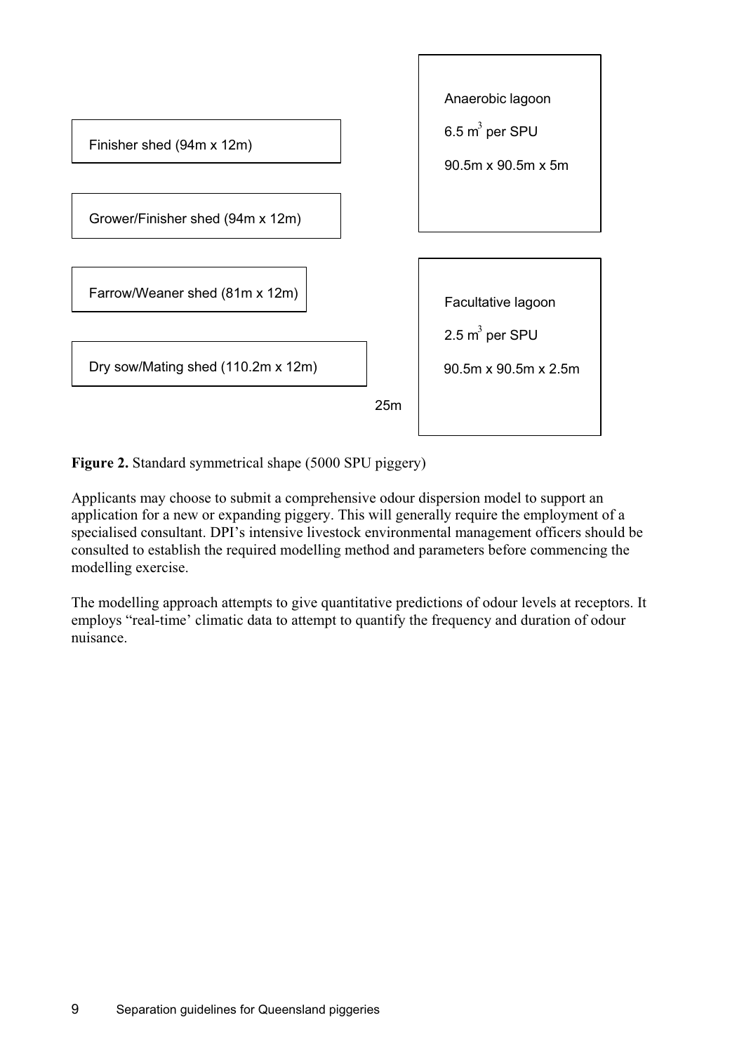Finisher shed (94m x 12m)

Grower/Finisher shed (94m x 12m)

Farrow/Weaner shed (81m x 12m)

Dry sow/Mating shed (110.2m x 12m)

Anaerobic lagoon

6.5 $m^3$ per SPU

90.5m x 90.5m x 5m

Facultative lagoon

2.5 $m^3$ per SPU

90.5m x 90.5m x 2.5m

25m

**Figure 2.** Standard symmetrical shape (5000 SPU piggery)

Applicants may choose to submit a comprehensive odour dispersion model to support an application for a new or expanding piggery. This will generally require the employment of a specialised consultant. DPI's intensive livestock environmental management officers should be consulted to establish the required modelling method and parameters before commencing the modelling exercise.

The modelling approach attempts to give quantitative predictions of odour levels at receptors. It employs "real-time' climatic data to attempt to quantify the frequency and duration of odour nuisance.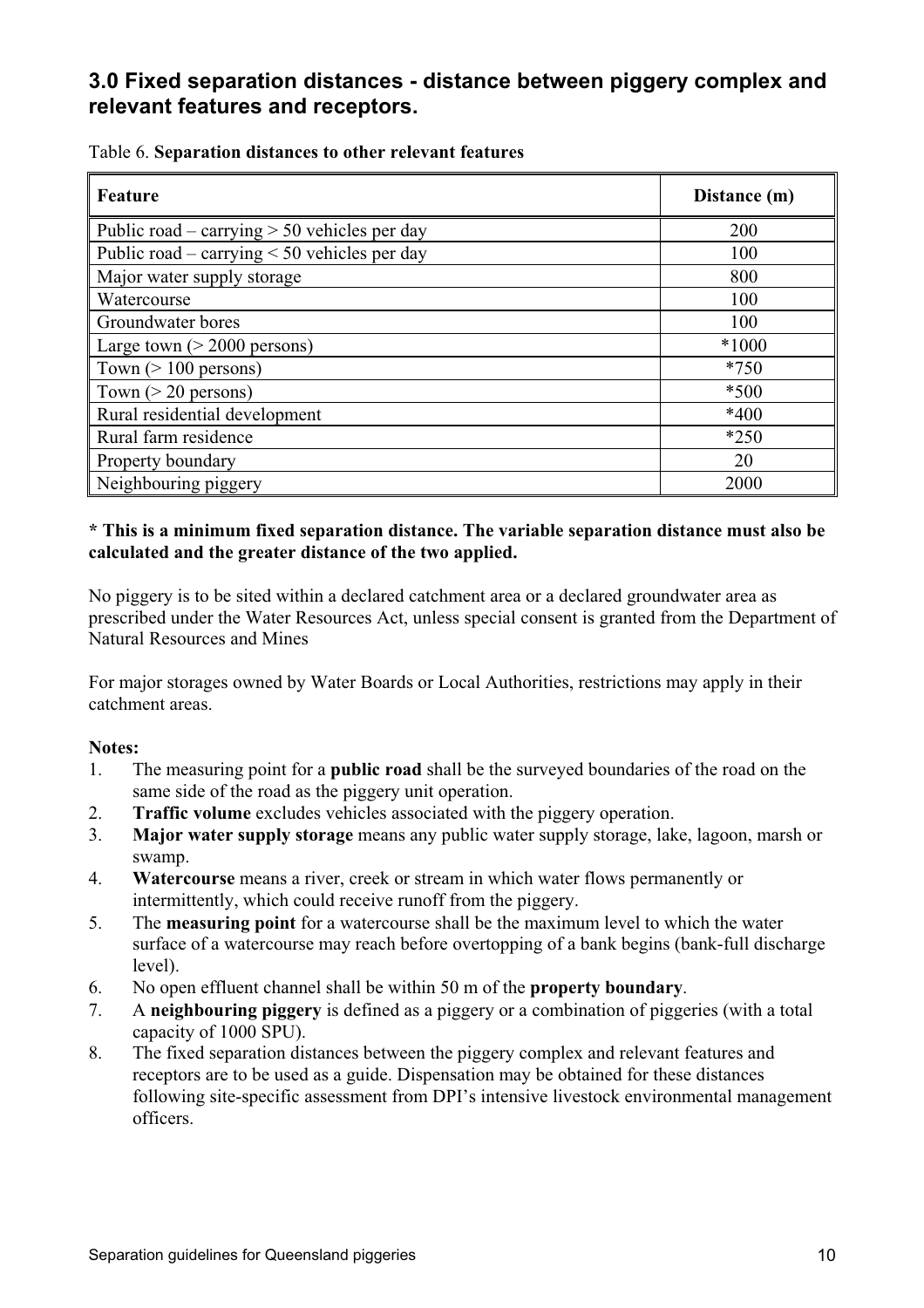## 3.0 Fixed separation distances - distance between piggery complex and relevant features and receptors.

Table 6. **Separation distances to other relevant features**

| Feature | Distance (m) |
|---|---|
| Public road – carrying > 50 vehicles per day | 200 |
| Public road – carrying < 50 vehicles per day | 100 |
| Major water supply storage | 800 |
| Watercourse | 100 |
| Groundwater bores | 100 |
| Large town (> 2000 persons) | *1000 |
| Town (> 100 persons) | *750 |
| Town (> 20 persons) | *500 |
| Rural residential development | *400 |
| Rural farm residence | *250 |
| Property boundary | 20 |
| Neighbouring piggery | 2000 |

**\* This is a minimum fixed separation distance. The variable separation distance must also be calculated and the greater distance of the two applied.**

No piggery is to be sited within a declared catchment area or a declared groundwater area as prescribed under the Water Resources Act, unless special consent is granted from the Department of Natural Resources and Mines

For major storages owned by Water Boards or Local Authorities, restrictions may apply in their catchment areas.

**Notes:**

1. The measuring point for a **public road** shall be the surveyed boundaries of the road on the same side of the road as the piggery unit operation.
2. **Traffic volume** excludes vehicles associated with the piggery operation.
3. **Major water supply storage** means any public water supply storage, lake, lagoon, marsh or swamp.
4. **Watercourse** means a river, creek or stream in which water flows permanently or intermittently, which could receive runoff from the piggery.
5. The **measuring point** for a watercourse shall be the maximum level to which the water surface of a watercourse may reach before overtopping of a bank begins (bank-full discharge level).
6. No open effluent channel shall be within 50 m of the **property boundary**.
7. A **neighbouring piggery** is defined as a piggery or a combination of piggeries (with a total capacity of 1000 SPU).
8. The fixed separation distances between the piggery complex and relevant features and receptors are to be used as a guide. Dispensation may be obtained for these distances following site-specific assessment from DPI's intensive livestock environmental management officers.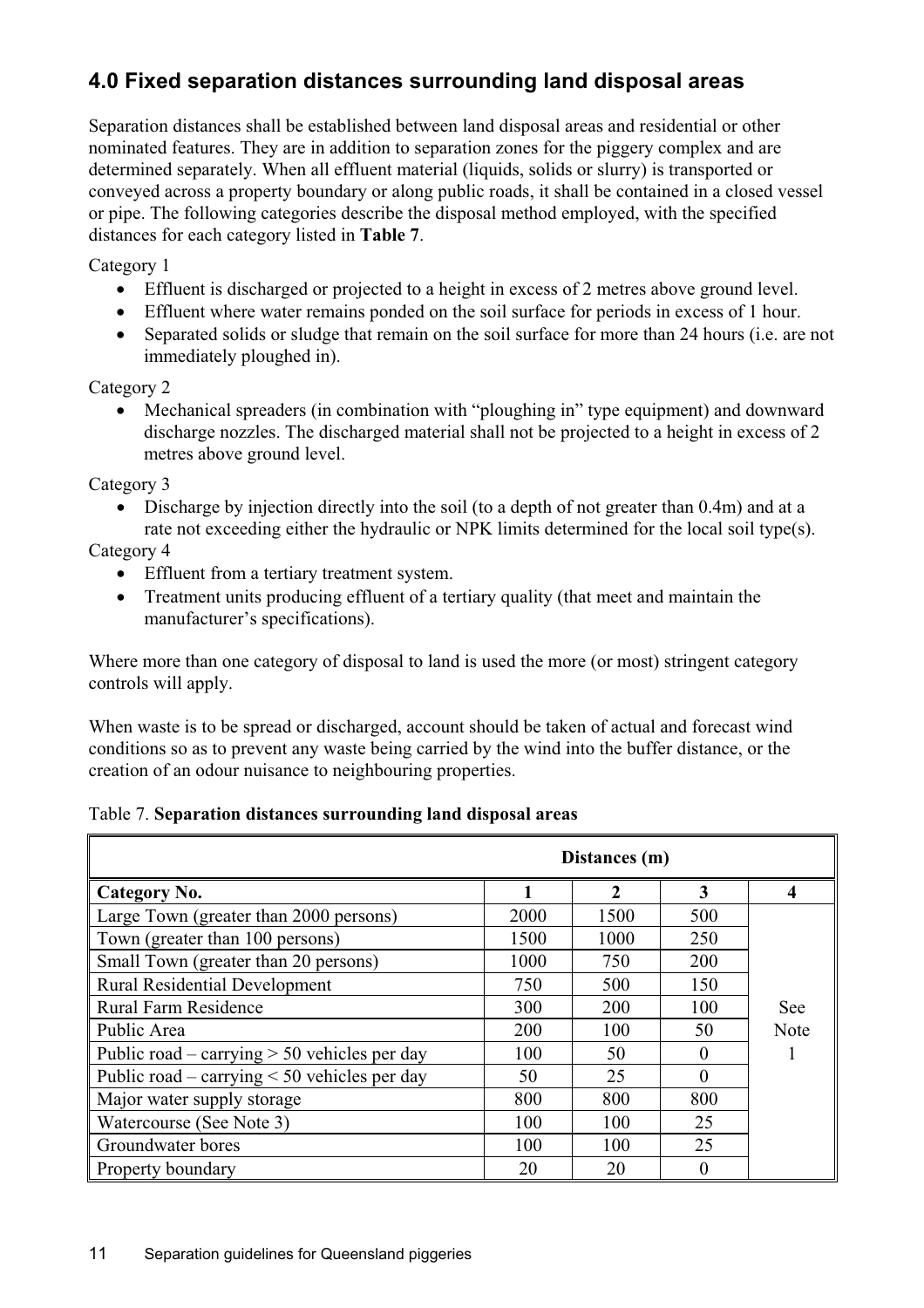## 4.0 Fixed separation distances surrounding land disposal areas

Separation distances shall be established between land disposal areas and residential or other nominated features. They are in addition to separation zones for the piggery complex and are determined separately. When all effluent material (liquids, solids or slurry) is transported or conveyed across a property boundary or along public roads, it shall be contained in a closed vessel or pipe. The following categories describe the disposal method employed, with the specified distances for each category listed in **Table 7**.

Category 1

- Effluent is discharged or projected to a height in excess of 2 metres above ground level.
- Effluent where water remains ponded on the soil surface for periods in excess of 1 hour.
- Separated solids or sludge that remain on the soil surface for more than 24 hours (i.e. are not immediately ploughed in).

Category 2

- Mechanical spreaders (in combination with "ploughing in" type equipment) and downward discharge nozzles. The discharged material shall not be projected to a height in excess of 2 metres above ground level.

Category 3

- Discharge by injection directly into the soil (to a depth of not greater than 0.4m) and at a rate not exceeding either the hydraulic or NPK limits determined for the local soil type(s).

Category 4

- Effluent from a tertiary treatment system.
- Treatment units producing effluent of a tertiary quality (that meet and maintain the manufacturer's specifications).

Where more than one category of disposal to land is used the more (or most) stringent category controls will apply.

When waste is to be spread or discharged, account should be taken of actual and forecast wind conditions so as to prevent any waste being carried by the wind into the buffer distance, or the creation of an odour nuisance to neighbouring properties.

Table 7. **Separation distances surrounding land disposal areas**

| | Distances (m) | | | |
|---|---|---|---|---|
| **Category No.** | **1** | **2** | **3** | **4** |
| Large Town (greater than 2000 persons) | 2000 | 1500 | 500 | See Note 1 |
| Town (greater than 100 persons) | 1500 | 1000 | 250 | |
| Small Town (greater than 20 persons) | 1000 | 750 | 200 | |
| Rural Residential Development | 750 | 500 | 150 | |
| Rural Farm Residence | 300 | 200 | 100 | |
| Public Area | 200 | 100 | 50 | |
| Public road – carrying > 50 vehicles per day | 100 | 50 | 0 | |
| Public road – carrying < 50 vehicles per day | 50 | 25 | 0 | |
| Major water supply storage | 800 | 800 | 800 | |
| Watercourse (See Note 3) | 100 | 100 | 25 | |
| Groundwater bores | 100 | 100 | 25 | |
| Property boundary | 20 | 20 | 0 | |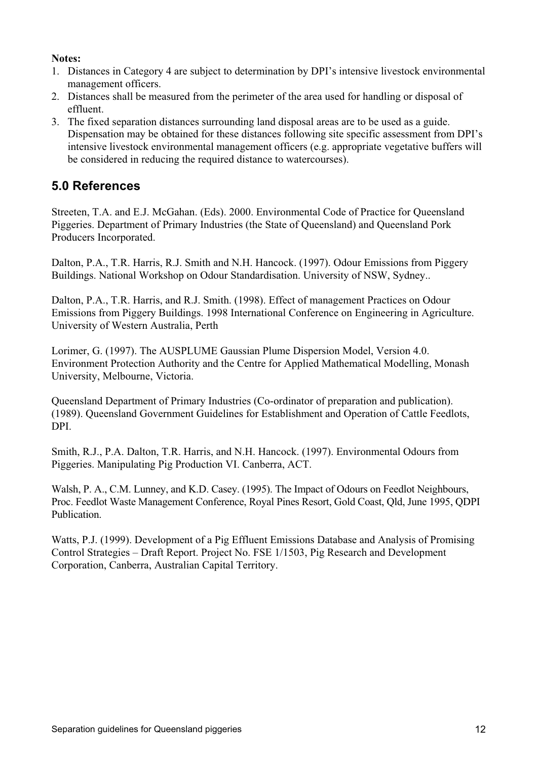**Notes:**

1. Distances in Category 4 are subject to determination by DPI's intensive livestock environmental management officers.
2. Distances shall be measured from the perimeter of the area used for handling or disposal of effluent.
3. The fixed separation distances surrounding land disposal areas are to be used as a guide. Dispensation may be obtained for these distances following site specific assessment from DPI's intensive livestock environmental management officers (e.g. appropriate vegetative buffers will be considered in reducing the required distance to watercourses).

## 5.0 References

Streeten, T.A. and E.J. McGahan. (Eds). 2000. Environmental Code of Practice for Queensland Piggeries. Department of Primary Industries (the State of Queensland) and Queensland Pork Producers Incorporated.

Dalton, P.A., T.R. Harris, R.J. Smith and N.H. Hancock. (1997). Odour Emissions from Piggery Buildings. National Workshop on Odour Standardisation. University of NSW, Sydney..

Dalton, P.A., T.R. Harris, and R.J. Smith. (1998). Effect of management Practices on Odour Emissions from Piggery Buildings. 1998 International Conference on Engineering in Agriculture. University of Western Australia, Perth

Lorimer, G. (1997). The AUSPLUME Gaussian Plume Dispersion Model, Version 4.0. Environment Protection Authority and the Centre for Applied Mathematical Modelling, Monash University, Melbourne, Victoria.

Queensland Department of Primary Industries (Co-ordinator of preparation and publication). (1989). Queensland Government Guidelines for Establishment and Operation of Cattle Feedlots, DPI.

Smith, R.J., P.A. Dalton, T.R. Harris, and N.H. Hancock. (1997). Environmental Odours from Piggeries. Manipulating Pig Production VI. Canberra, ACT.

Walsh, P. A., C.M. Lunney, and K.D. Casey. (1995). The Impact of Odours on Feedlot Neighbours, Proc. Feedlot Waste Management Conference, Royal Pines Resort, Gold Coast, Qld, June 1995, QDPI Publication.

Watts, P.J. (1999). Development of a Pig Effluent Emissions Database and Analysis of Promising Control Strategies – Draft Report. Project No. FSE 1/1503, Pig Research and Development Corporation, Canberra, Australian Capital Territory.